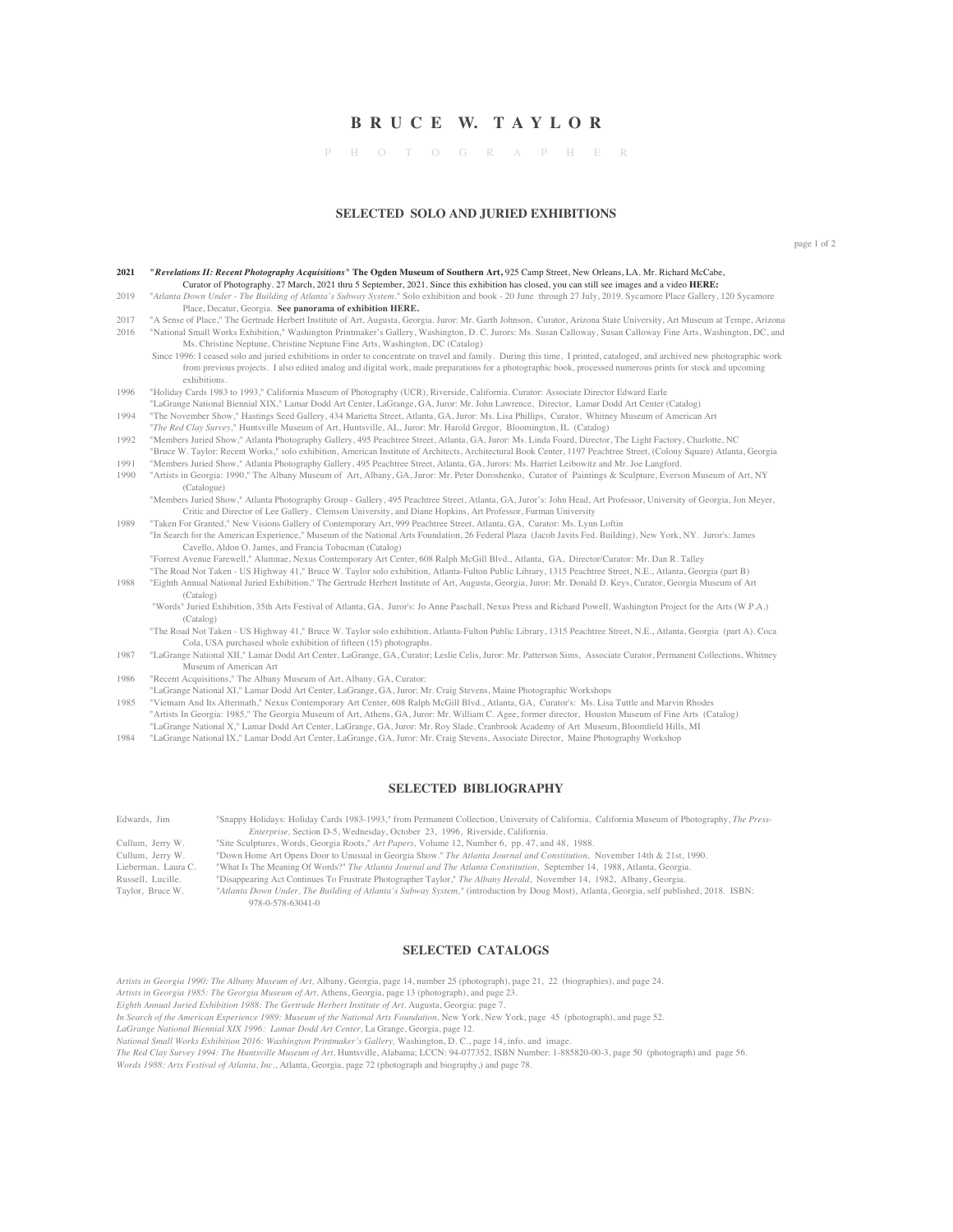# B R U C E W. T A Y L O R

P H O T O G R A P H E R

## SELECTED SOLO AND JURIED EXHIBITIONS

**2021** **"*Revelations II: Recent Photography Acquisitions*" The Ogden Museum of Southern Art,** 925 Camp Street, New Orleans, LA. Mr. Richard McCabe, Curator of Photography. 27 March, 2021 thru 5 September, 2021. Since this exhibition has closed, you can still see images and a video **HERE:**

2019 "*Atlanta Down Under - The Building of Atlanta's Subway System*." Solo exhibition and book - 20 June through 27 July, 2019. Sycamore Place Gallery, 120 Sycamore Place, Decatur, Georgia. **See panorama of exhibition HERE.**

2017 "A Sense of Place," The Gertrude Herbert Institute of Art, Augusta, Georgia. Juror: Mr. Garth Johnson, Curator, Arizona State University, Art Museum at Tempe, Arizona

2016 "National Small Works Exhibition," Washington Printmaker's Gallery, Washington, D. C. Jurors: Ms. Susan Calloway, Susan Calloway Fine Arts, Washington, DC, and Ms. Christine Neptune, Christine Neptune Fine Arts, Washington, DC (Catalog)

Since 1996: I ceased solo and juried exhibitions in order to concentrate on travel and family. During this time, I printed, cataloged, and archived new photographic work from previous projects. I also edited analog and digital work, made preparations for a photographic book, processed numerous prints for stock and upcoming exhibitions.

1996 "Holiday Cards 1983 to 1993," California Museum of Photography (UCR), Riverside, California. Curator: Associate Director Edward Earle

"LaGrange National Biennial XIX," Lamar Dodd Art Center, LaGrange, GA, Juror: Mr. John Lawrence, Director, Lamar Dodd Art Center (Catalog)

1994 "The November Show," Hastings Seed Gallery, 434 Marietta Street, Atlanta, GA, Juror: Ms. Lisa Phillips, Curator, Whitney Museum of American Art

"*The Red Clay Survey*," Huntsville Museum of Art, Huntsville, AL, Juror: Mr. Harold Gregor, Bloomington, IL (Catalog)

1992 "Members Juried Show," Atlanta Photography Gallery, 495 Peachtree Street, Atlanta, GA, Juror: Ms. Linda Foard, Director, The Light Factory, Charlotte, NC

"Bruce W. Taylor: Recent Works," solo exhibition, American Institute of Architects, Architectural Book Center, 1197 Peachtree Street, (Colony Square) Atlanta, Georgia

1991 "Members Juried Show," Atlanta Photography Gallery, 495 Peachtree Street, Atlanta, GA, Jurors: Ms. Harriet Leibowitz and Mr. Joe Langford.

1990 "Artists in Georgia: 1990," The Albany Museum of Art, Albany, GA, Juror: Mr. Peter Doroshenko, Curator of Paintings & Sculpture, Everson Museum of Art, NY (Catalogue)

"Members Juried Show," Atlanta Photography Group - Gallery, 495 Peachtree Street, Atlanta, GA, Juror's: John Head, Art Professor, University of Georgia, Jon Meyer, Critic and Director of Lee Gallery, Clemson University, and Diane Hopkins, Art Professor, Furman University

1989 "Taken For Granted," New Visions Gallery of Contemporary Art, 999 Peachtree Street, Atlanta, GA, Curator: Ms. Lynn Loftin

"In Search for the American Experience," Museum of the National Arts Foundation, 26 Federal Plaza (Jacob Javits Fed. Building), New York, NY. Juror's: James Cavello, Aldon O. James, and Francia Tobacman (Catalog)

"Forrest Avenue Farewell," Alumnae, Nexus Contemporary Art Center, 608 Ralph McGill Blvd., Atlanta, GA, Director/Curator: Mr. Dan R. Talley

"The Road Not Taken - US Highway 41," Bruce W. Taylor solo exhibition, Atlanta-Fulton Public Library, 1315 Peachtree Street, N.E., Atlanta, Georgia (part B)

1988 "Eighth Annual National Juried Exhibition," The Gertrude Herbert Institute of Art, Augusta, Georgia, Juror: Mr. Donald D. Keys, Curator, Georgia Museum of Art (Catalog)

"Words" Juried Exhibition, 35th Arts Festival of Atlanta, GA, Juror's: Jo Anne Paschall, Nexus Press and Richard Powell, Washington Project for the Arts (W.P.A.) (Catalog)

"The Road Not Taken - US Highway 41," Bruce W. Taylor solo exhibition, Atlanta-Fulton Public Library, 1315 Peachtree Street, N.E., Atlanta, Georgia (part A). Coca Cola, USA purchased whole exhibition of fifteen (15) photographs.

1987 "LaGrange National XII," Lamar Dodd Art Center, LaGrange, GA, Curator; Leslie Celis, Juror: Mr. Patterson Sims, Associate Curator, Permanent Collections, Whitney Museum of American Art

1986 "Recent Acquisitions," The Albany Museum of Art, Albany, GA, Curator:

"LaGrange National XI," Lamar Dodd Art Center, LaGrange, GA, Juror: Mr. Craig Stevens, Maine Photographic Workshops

1985 "Vietnam And Its Aftermath," Nexus Contemporary Art Center, 608 Ralph McGill Blvd., Atlanta, GA, Curator's: Ms. Lisa Tuttle and Marvin Rhodes

"Artists In Georgia: 1985," The Georgia Museum of Art, Athens, GA, Juror: Mr. William C. Agee, former director, Houston Museum of Fine Arts (Catalog)

"LaGrange National X," Lamar Dodd Art Center, LaGrange, GA, Juror: Mr. Roy Slade, Cranbrook Academy of Art Museum, Bloomfield Hills, MI

1984 "LaGrange National IX," Lamar Dodd Art Center, LaGrange, GA, Juror: Mr. Craig Stevens, Associate Director, Maine Photography Workshop

## SELECTED BIBLIOGRAPHY

Edwards, Jim — "Snappy Holidays: Holiday Cards 1983-1993," from Permanent Collection, University of California, California Museum of Photography, *The Press-Enterprise,* Section D-5, Wednesday, October 23, 1996, Riverside, California.

Cullum, Jerry W. — "Site Sculptures, Words, Georgia Roots," *Art Papers,* Volume 12, Number 6, pp. 47, and 48, 1988.

Cullum, Jerry W. — "Down Home Art Opens Door to Unusual in Georgia Show." *The Atlanta Journal and Constitution,* November 14th & 21st, 1990.

Lieberman, Laura C. — "What Is The Meaning Of Words?" *The Atlanta Journal and The Atlanta Constitution,* September 14, 1988, Atlanta, Georgia.

Russell, Lucille. — "Disappearing Act Continues To Frustrate Photographer Taylor," *The Albany Herald,* November 14, 1982, Albany, Georgia.

Taylor, Bruce W. — "*Atlanta Down Under, The Building of Atlanta's Subway System,*" (introduction by Doug Most), Atlanta, Georgia, self published, 2018. ISBN: 978-0-578-63041-0

## SELECTED CATALOGS

*Artists in Georgia 1990: The Albany Museum of Art,* Albany, Georgia, page 14, number 25 (photograph), page 21, 22 (biographies), and page 24.

*Artists in Georgia 1985: The Georgia Museum of Art,* Athens, Georgia, page 13 (photograph), and page 23.

*Eighth Annual Juried Exhibition 1988: The Gertrude Herbert Institute of Art,* Augusta, Georgia: page 7.

*In Search of the American Experience 1989: Museum of the National Arts Foundation,* New York, New York, page 45 (photograph), and page 52.

*LaGrange National Biennial XIX 1996: Lamar Dodd Art Center,* La Grange, Georgia, page 12.

*National Small Works Exhibition 2016: Washington Printmaker's Gallery,* Washington, D. C., page 14, info. and image.

*The Red Clay Survey 1994: The Huntsville Museum of Art,* Huntsville, Alabama; LCCN: 94-077352, ISBN Number: 1-885820-00-3, page 50 (photograph) and page 56.

*Words 1988: Arts Festival of Atlanta, Inc.,* Atlanta, Georgia, page 72 (photograph and biography,) and page 78.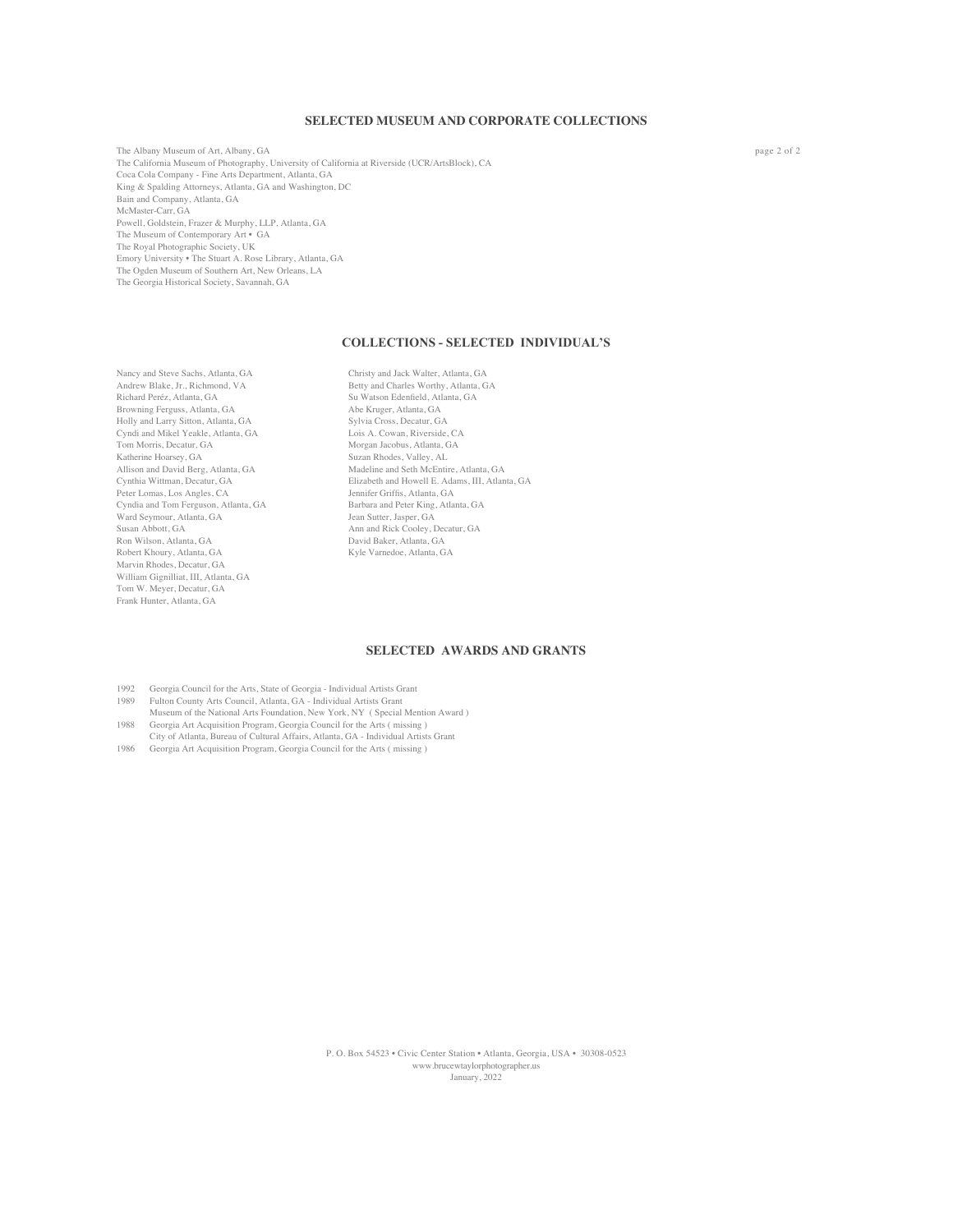## SELECTED MUSEUM AND CORPORATE COLLECTIONS

The Albany Museum of Art, Albany, GA
The California Museum of Photography, University of California at Riverside (UCR/ArtsBlock), CA
Coca Cola Company - Fine Arts Department, Atlanta, GA
King & Spalding Attorneys, Atlanta, GA and Washington, DC
Bain and Company, Atlanta, GA
McMaster-Carr, GA
Powell, Goldstein, Frazer & Murphy, LLP, Atlanta, GA
The Museum of Contemporary Art • GA
The Royal Photographic Society, UK
Emory University • The Stuart A. Rose Library, Atlanta, GA
The Ogden Museum of Southern Art, New Orleans, LA
The Georgia Historical Society, Savannah, GA

## COLLECTIONS - SELECTED INDIVIDUAL'S

Nancy and Steve Sachs, Atlanta, GA
Andrew Blake, Jr., Richmond, VA
Richard Peréz, Atlanta, GA
Browning Ferguss, Atlanta, GA
Holly and Larry Sitton, Atlanta, GA
Cyndi and Mikel Yeakle, Atlanta, GA
Tom Morris, Decatur, GA
Katherine Hoarsey, GA
Allison and David Berg, Atlanta, GA
Cynthia Wittman, Decatur, GA
Peter Lomas, Los Angles, CA
Cyndia and Tom Ferguson, Atlanta, GA
Ward Seymour, Atlanta, GA
Susan Abbott, GA
Ron Wilson, Atlanta, GA
Robert Khoury, Atlanta, GA
Marvin Rhodes, Decatur, GA
William Gignilliat, III, Atlanta, GA
Tom W. Meyer, Decatur, GA
Frank Hunter, Atlanta, GA
Christy and Jack Walter, Atlanta, GA
Betty and Charles Worthy, Atlanta, GA
Su Watson Edenfield, Atlanta, GA
Abe Kruger, Atlanta, GA
Sylvia Cross, Decatur, GA
Lois A. Cowan, Riverside, CA
Morgan Jacobus, Atlanta, GA
Suzan Rhodes, Valley, AL
Madeline and Seth McEntire, Atlanta, GA
Elizabeth and Howell E. Adams, III, Atlanta, GA
Jennifer Griffis, Atlanta, GA
Barbara and Peter King, Atlanta, GA
Jean Sutter, Jasper, GA
Ann and Rick Cooley, Decatur, GA
David Baker, Atlanta, GA
Kyle Varnedoe, Atlanta, GA

## SELECTED AWARDS AND GRANTS

1992 Georgia Council for the Arts, State of Georgia - Individual Artists Grant
1989 Fulton County Arts Council, Atlanta, GA - Individual Artists Grant
Museum of the National Arts Foundation, New York, NY ( Special Mention Award )
1988 Georgia Art Acquisition Program, Georgia Council for the Arts ( missing )
City of Atlanta, Bureau of Cultural Affairs, Atlanta, GA - Individual Artists Grant
1986 Georgia Art Acquisition Program, Georgia Council for the Arts ( missing )

P. O. Box 54523 • Civic Center Station • Atlanta, Georgia, USA • 30308-0523
www.brucewtaylorphotographer.us
January, 2022